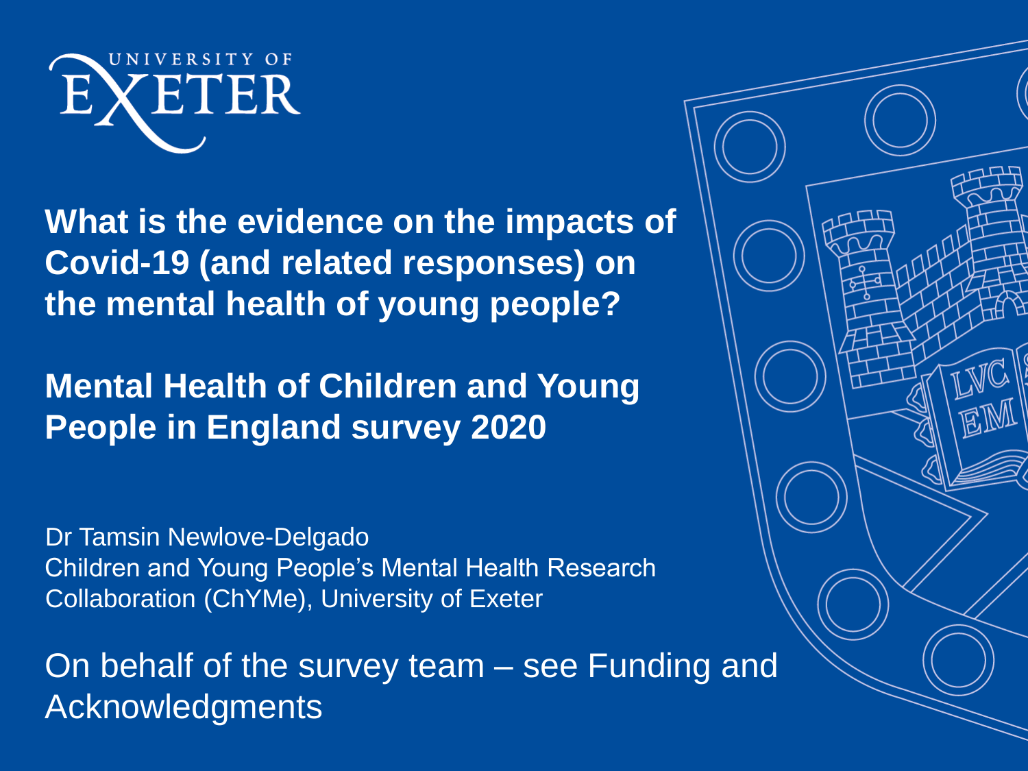UNIVERSITY OF EXETER

# What is the evidence on the impacts of Covid-19 (and related responses) on the mental health of young people?

## Mental Health of Children and Young People in England survey 2020

Dr Tamsin Newlove-Delgado
Children and Young People's Mental Health Research Collaboration (ChYMe), University of Exeter

On behalf of the survey team – see Funding and Acknowledgments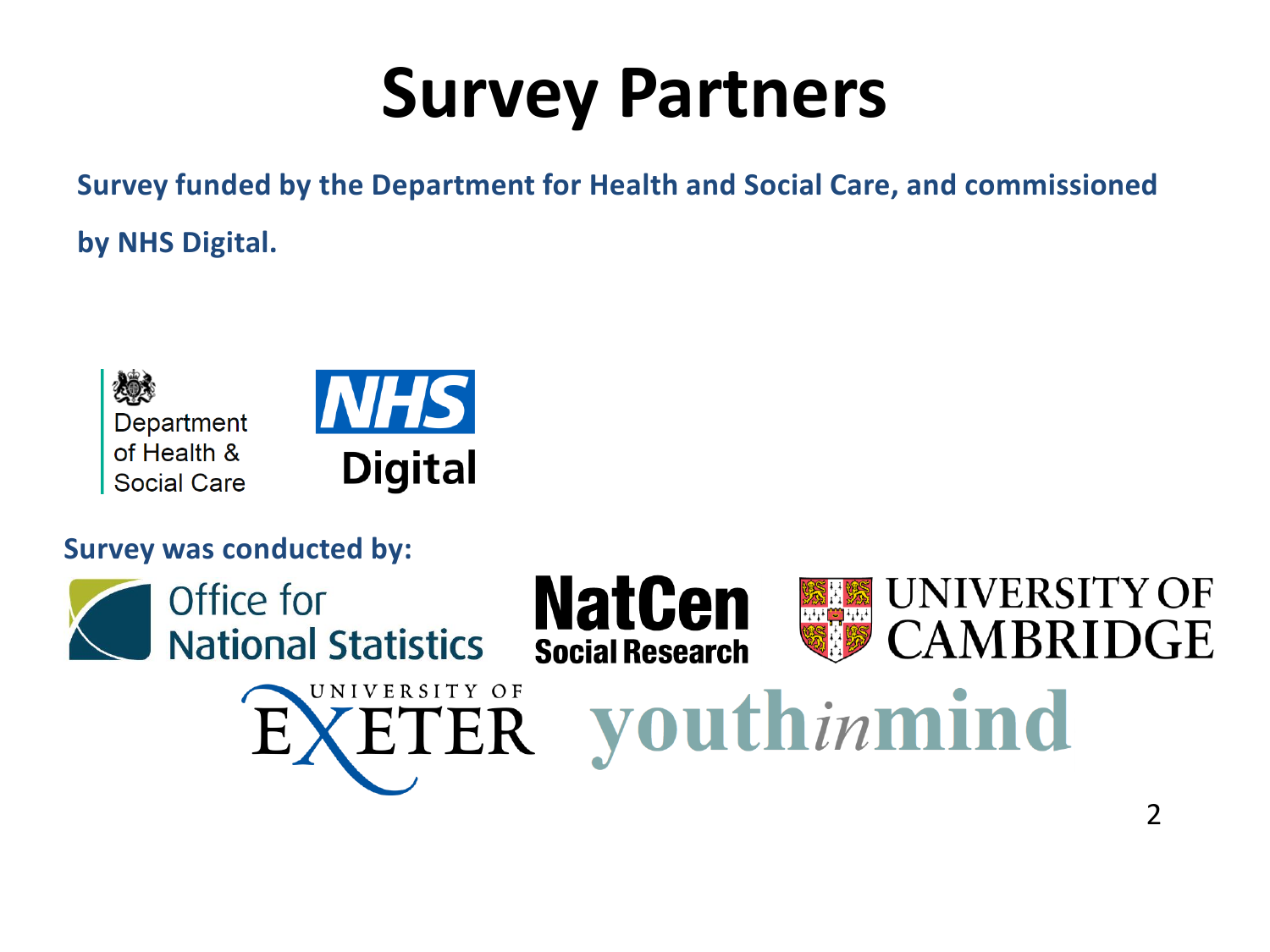# Survey Partners

**Survey funded by the Department for Health and Social Care, and commissioned by NHS Digital.**

Department of Health & Social Care

NHS Digital

**Survey was conducted by:**

Office for National Statistics

NatCen Social Research

University of Cambridge

University of Exeter

youthinmind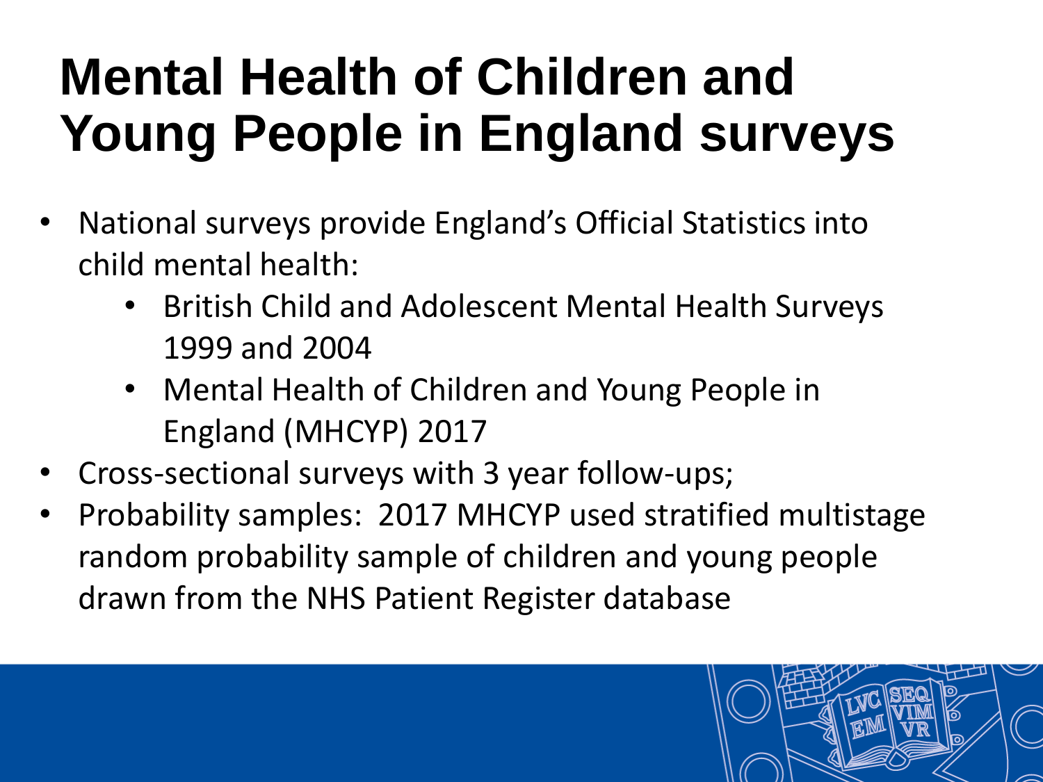# Mental Health of Children and Young People in England surveys

- National surveys provide England's Official Statistics into child mental health:
  - British Child and Adolescent Mental Health Surveys 1999 and 2004
  - Mental Health of Children and Young People in England (MHCYP) 2017
- Cross-sectional surveys with 3 year follow-ups;
- Probability samples: 2017 MHCYP used stratified multistage random probability sample of children and young people drawn from the NHS Patient Register database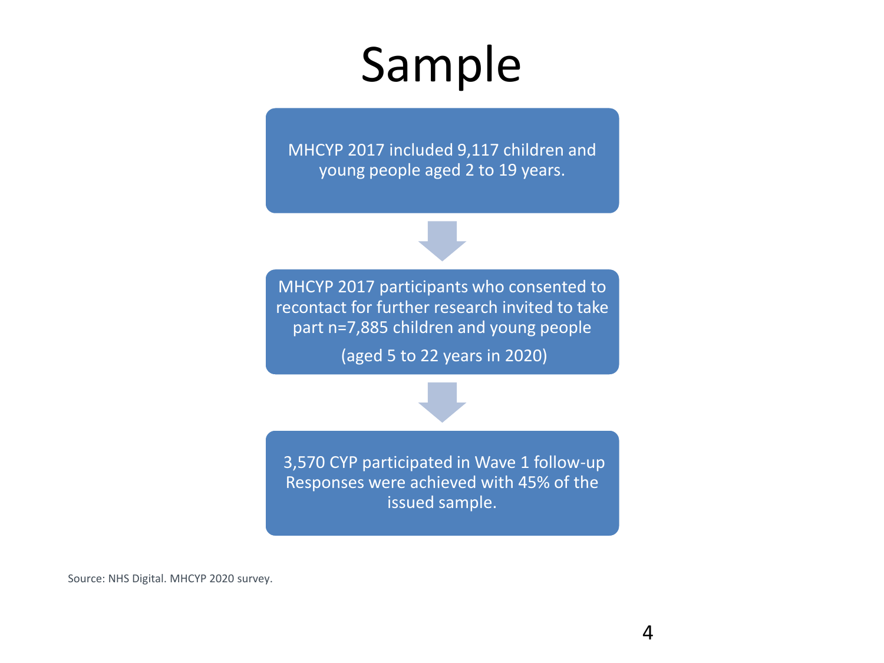# Sample

MHCYP 2017 included 9,117 children and young people aged 2 to 19 years.

MHCYP 2017 participants who consented to recontact for further research invited to take part n=7,885 children and young people

(aged 5 to 22 years in 2020)

3,570 CYP participated in Wave 1 follow-up Responses were achieved with 45% of the issued sample.

Source: NHS Digital. MHCYP 2020 survey.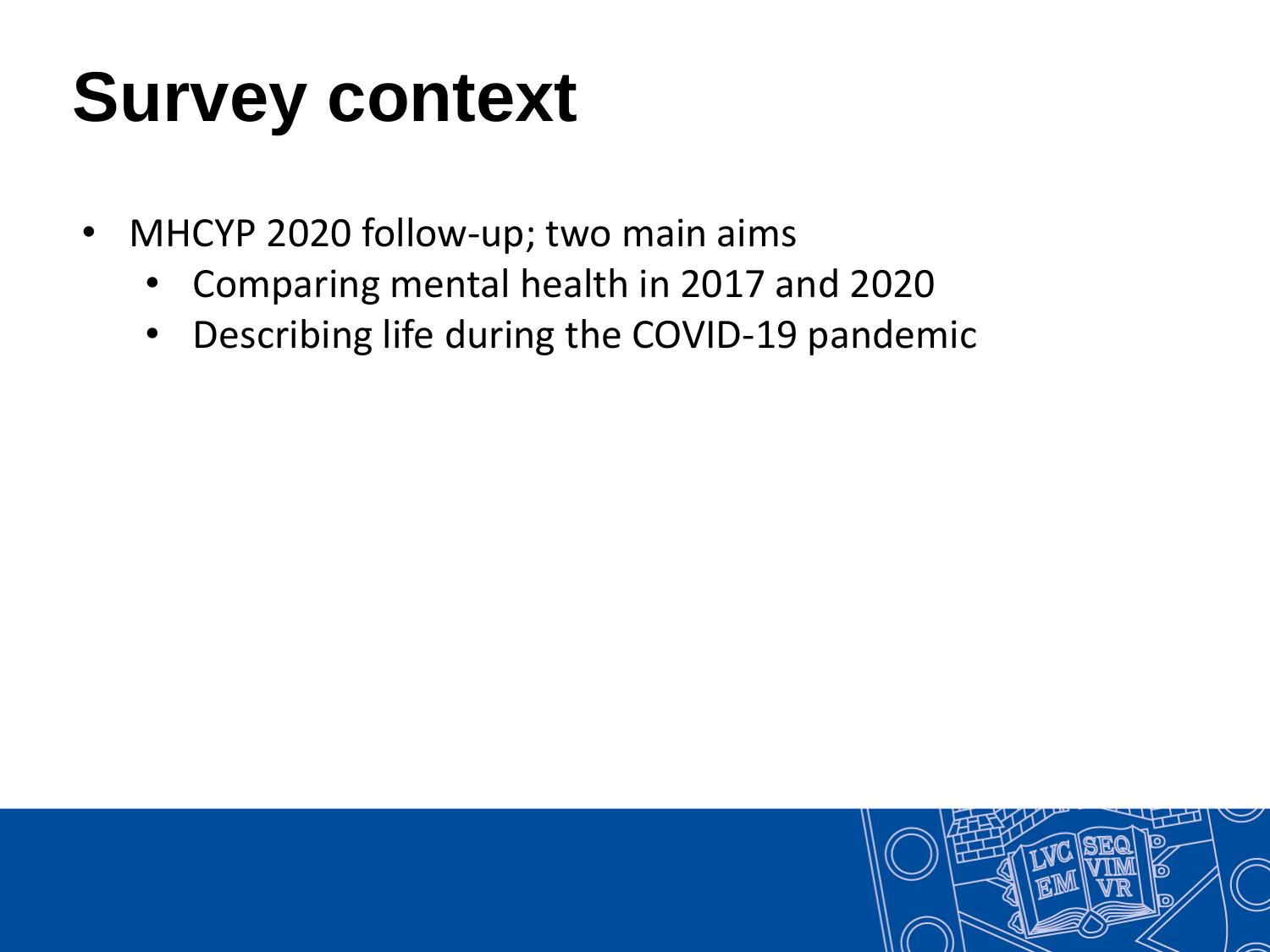# Survey context

- MHCYP 2020 follow-up; two main aims
  - Comparing mental health in 2017 and 2020
  - Describing life during the COVID-19 pandemic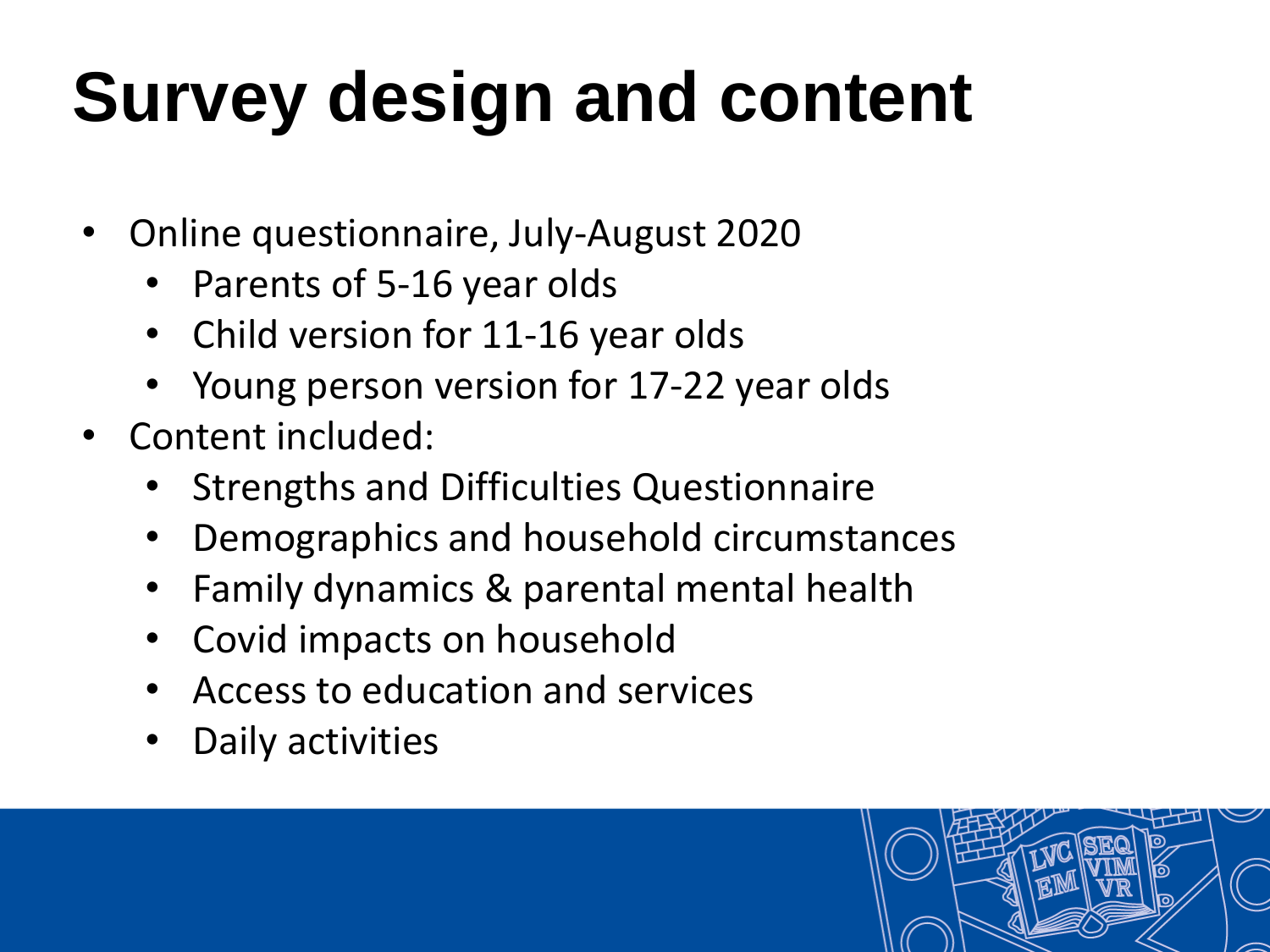# Survey design and content

- Online questionnaire, July-August 2020
  - Parents of 5-16 year olds
  - Child version for 11-16 year olds
  - Young person version for 17-22 year olds
- Content included:
  - Strengths and Difficulties Questionnaire
  - Demographics and household circumstances
  - Family dynamics & parental mental health
  - Covid impacts on household
  - Access to education and services
  - Daily activities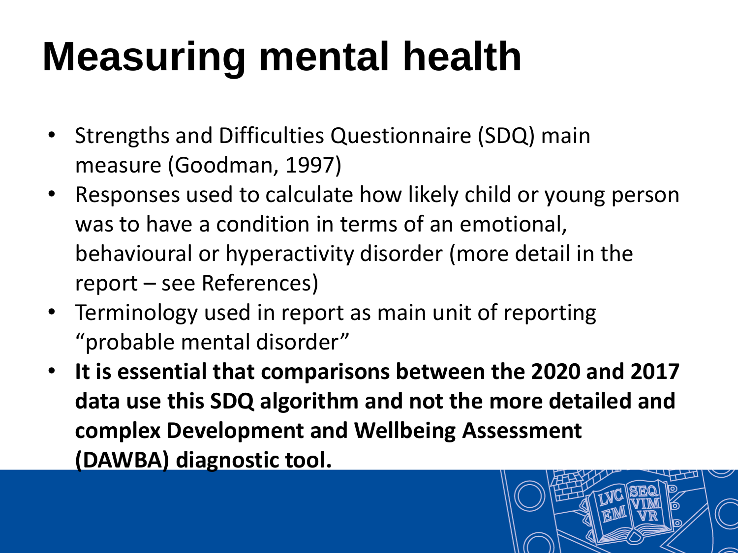# Measuring mental health

- Strengths and Difficulties Questionnaire (SDQ) main measure (Goodman, 1997)
- Responses used to calculate how likely child or young person was to have a condition in terms of an emotional, behavioural or hyperactivity disorder (more detail in the report – see References)
- Terminology used in report as main unit of reporting "probable mental disorder"
- **It is essential that comparisons between the 2020 and 2017 data use this SDQ algorithm and not the more detailed and complex Development and Wellbeing Assessment (DAWBA) diagnostic tool.**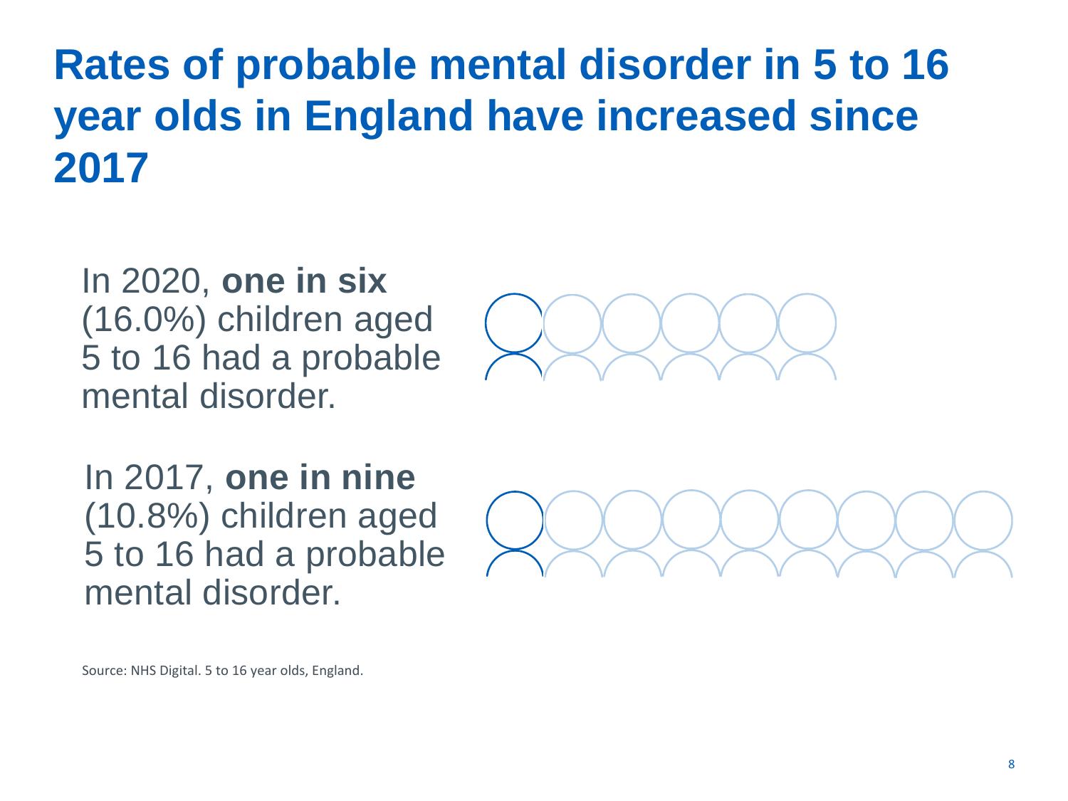# Rates of probable mental disorder in 5 to 16 year olds in England have increased since 2017

In 2020, **one in six** (16.0%) children aged 5 to 16 had a probable mental disorder.

In 2017, **one in nine** (10.8%) children aged 5 to 16 had a probable mental disorder.

Source: NHS Digital. 5 to 16 year olds, England.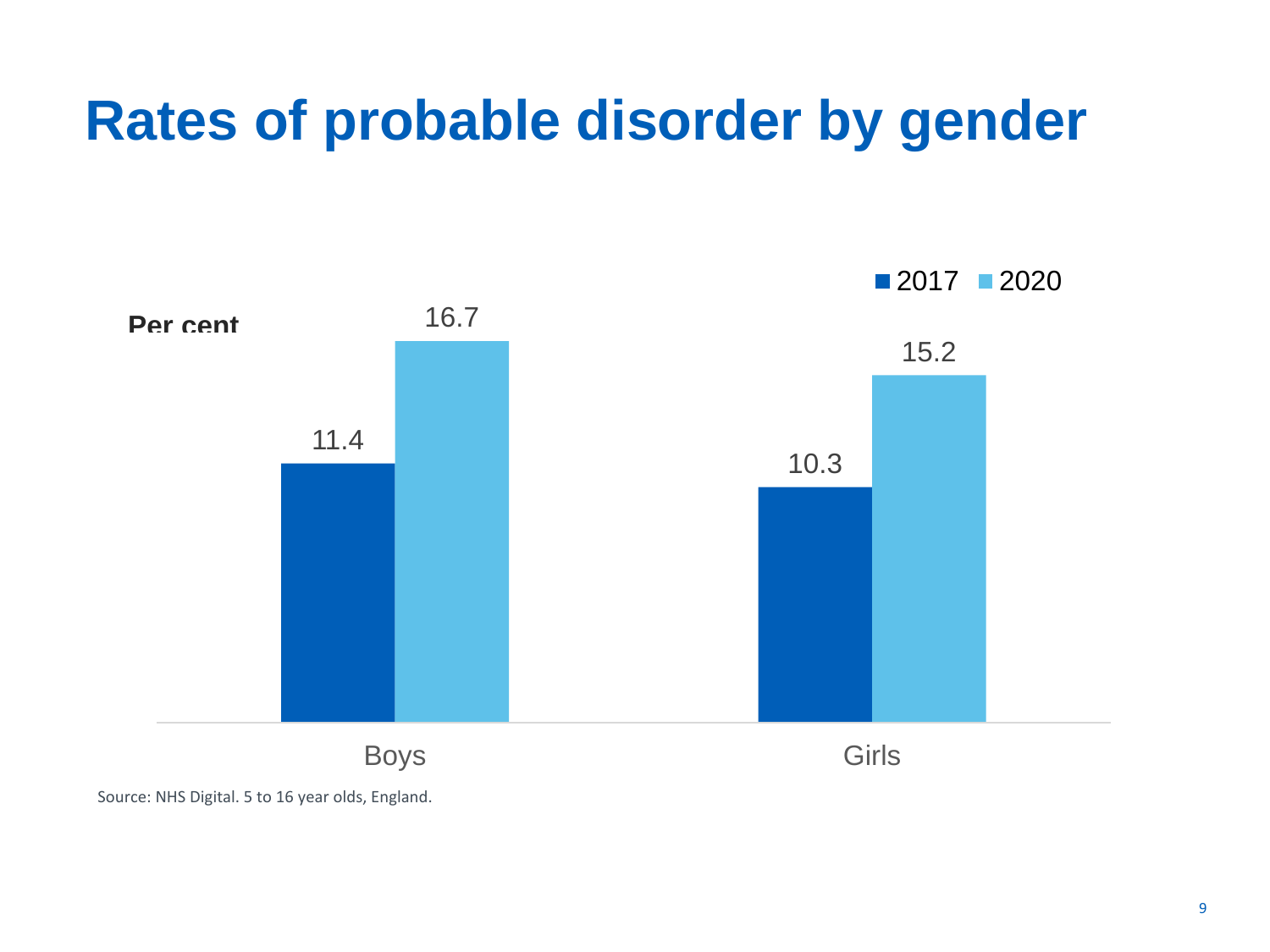# Rates of probable disorder by gender

Per cent

| | 2017 | 2020 |
|---|---|---|
| Boys | 11.4 | 16.7 |
| Girls | 10.3 | 15.2 |

Source: NHS Digital. 5 to 16 year olds, England.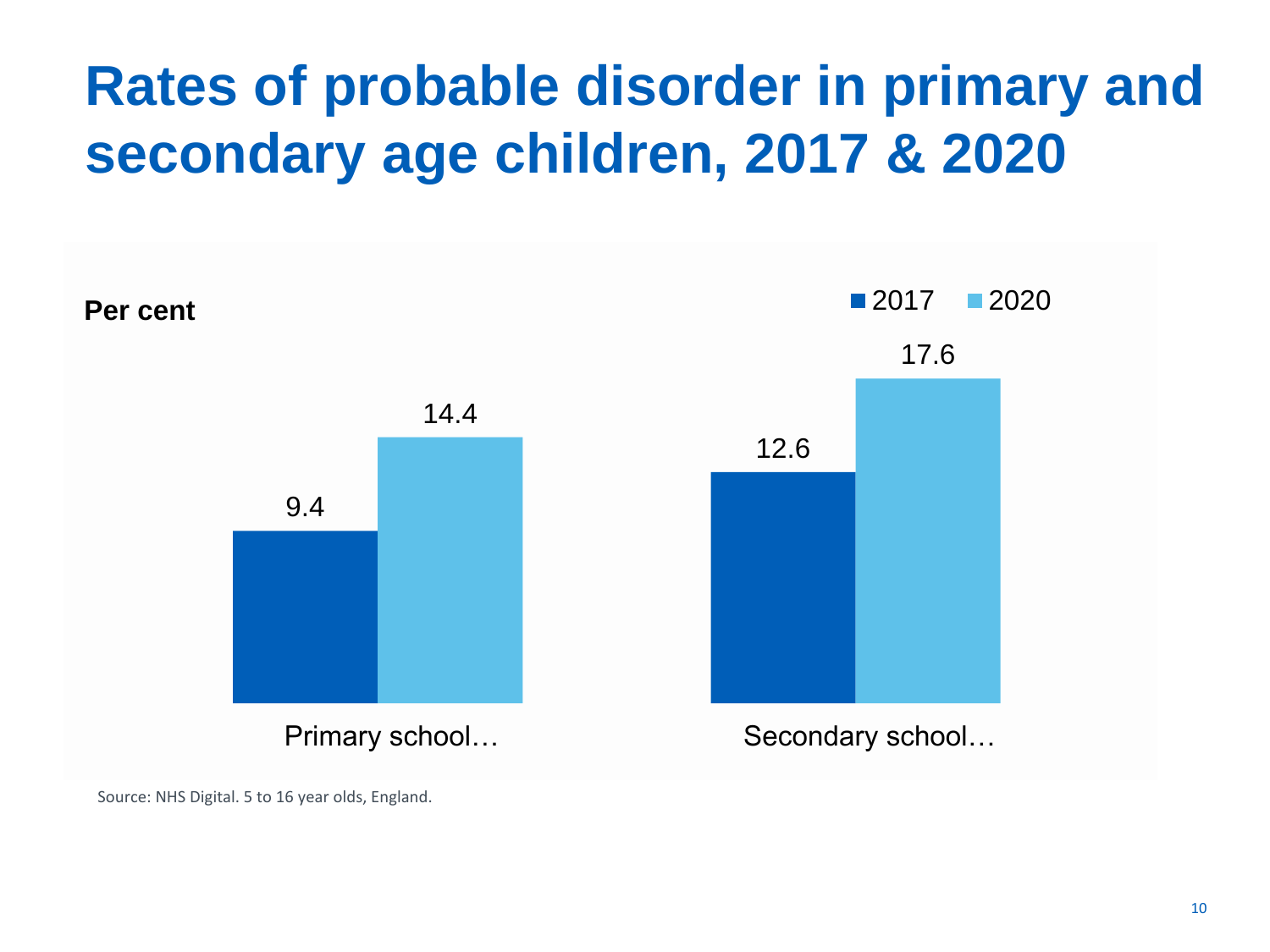# Rates of probable disorder in primary and secondary age children, 2017 & 2020

Per cent

| | 2017 | 2020 |
|---|---|---|
| Primary school… | 9.4 | 14.4 |
| Secondary school… | 12.6 | 17.6 |

Source: NHS Digital. 5 to 16 year olds, England.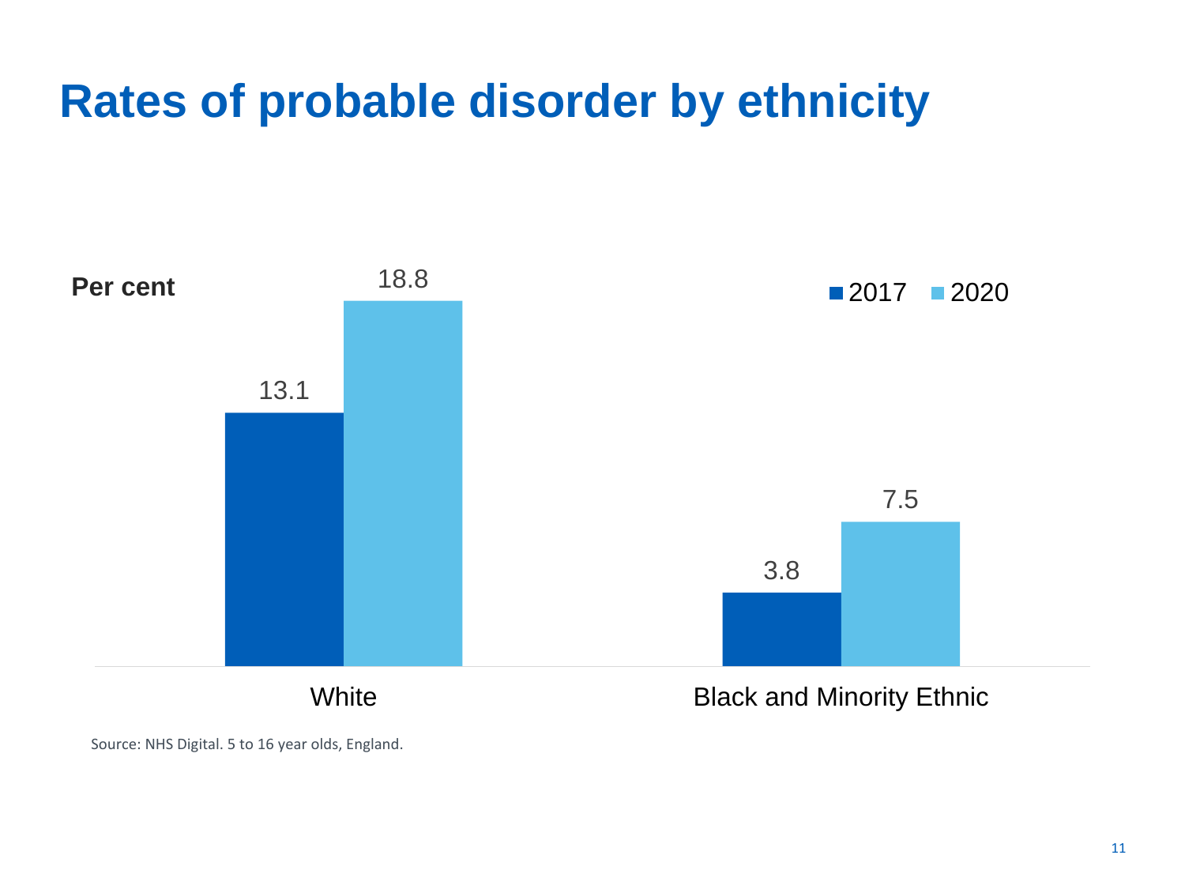# Rates of probable disorder by ethnicity

Per cent

| | 2017 | 2020 |
|---|---|---|
| White | 13.1 | 18.8 |
| Black and Minority Ethnic | 3.8 | 7.5 |

Source: NHS Digital. 5 to 16 year olds, England.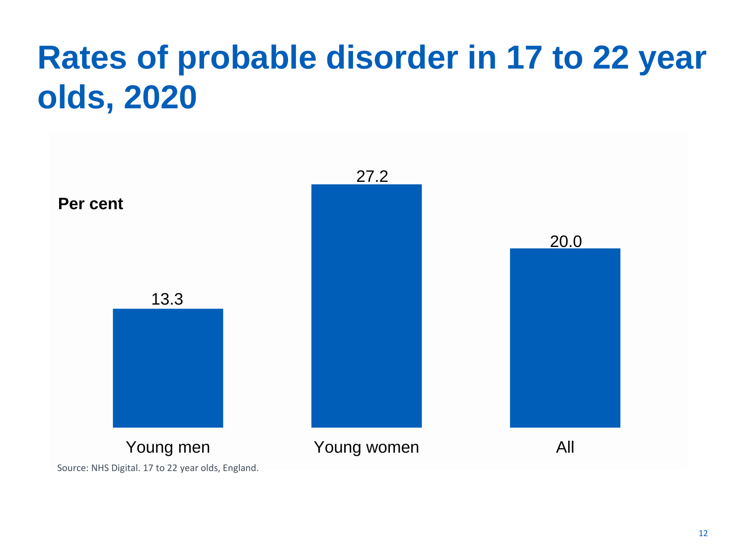# Rates of probable disorder in 17 to 22 year olds, 2020

Per cent

| Group | Per cent |
| --- | --- |
| Young men | 13.3 |
| Young women | 27.2 |
| All | 20.0 |

Source: NHS Digital. 17 to 22 year olds, England.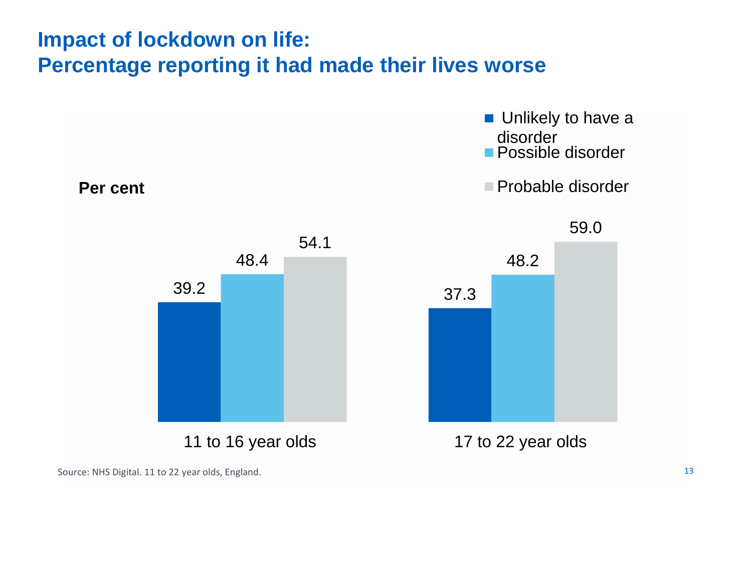# Impact of lockdown on life: Percentage reporting it had made their lives worse

Per cent

| | Unlikely to have a disorder | Possible disorder | Probable disorder |
|---|---|---|---|
| 11 to 16 year olds | 39.2 | 48.4 | 54.1 |
| 17 to 22 year olds | 37.3 | 48.2 | 59.0 |

Source: NHS Digital. 11 to 22 year olds, England.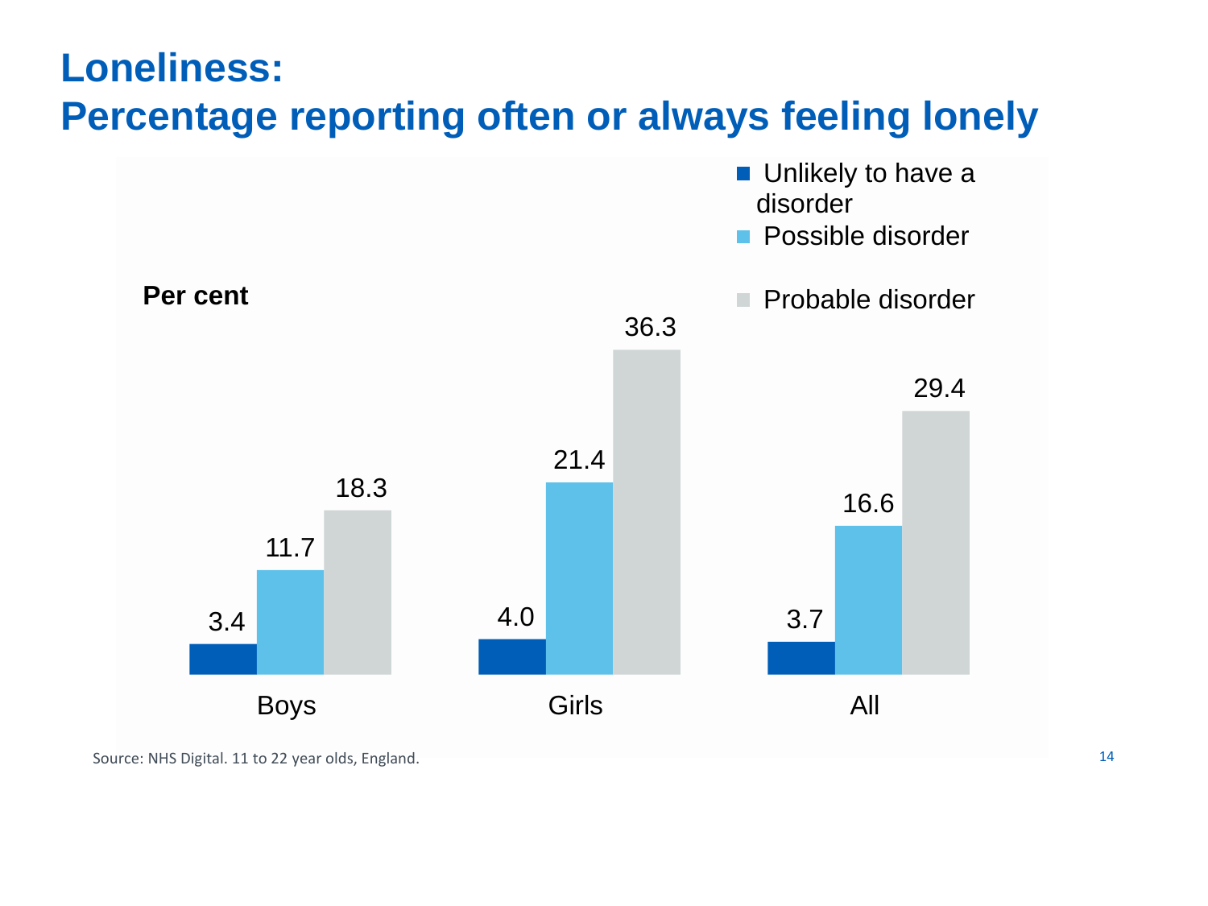# Loneliness:
# Percentage reporting often or always feeling lonely

Per cent

| | Unlikely to have a disorder | Possible disorder | Probable disorder |
|---|---|---|---|
| Boys | 3.4 | 11.7 | 18.3 |
| Girls | 4.0 | 21.4 | 36.3 |
| All | 3.7 | 16.6 | 29.4 |

Source: NHS Digital. 11 to 22 year olds, England.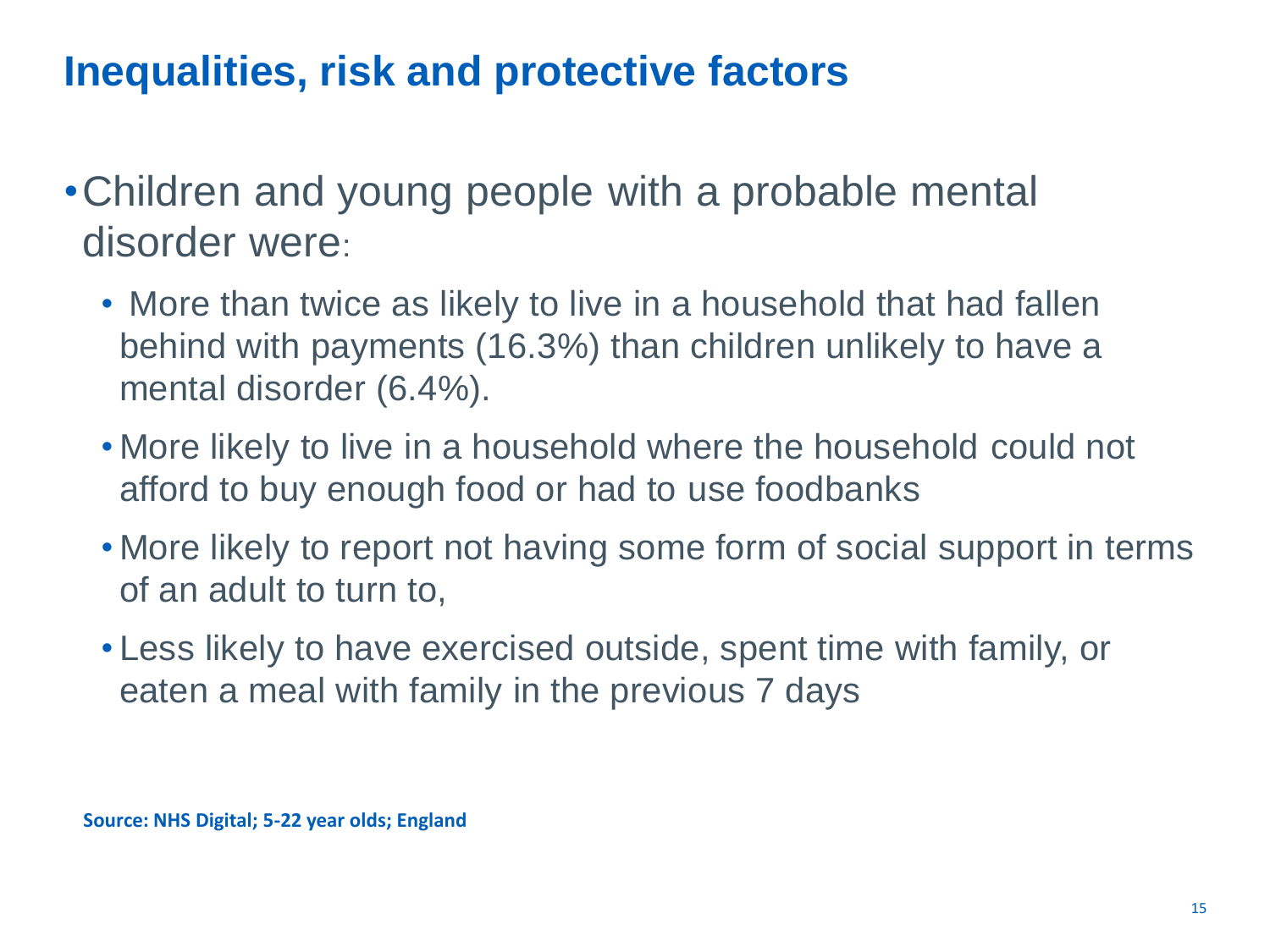# Inequalities, risk and protective factors

- Children and young people with a probable mental disorder were:
  - More than twice as likely to live in a household that had fallen behind with payments (16.3%) than children unlikely to have a mental disorder (6.4%).
  - More likely to live in a household where the household could not afford to buy enough food or had to use foodbanks
  - More likely to report not having some form of social support in terms of an adult to turn to,
  - Less likely to have exercised outside, spent time with family, or eaten a meal with family in the previous 7 days

**Source: NHS Digital; 5-22 year olds; England**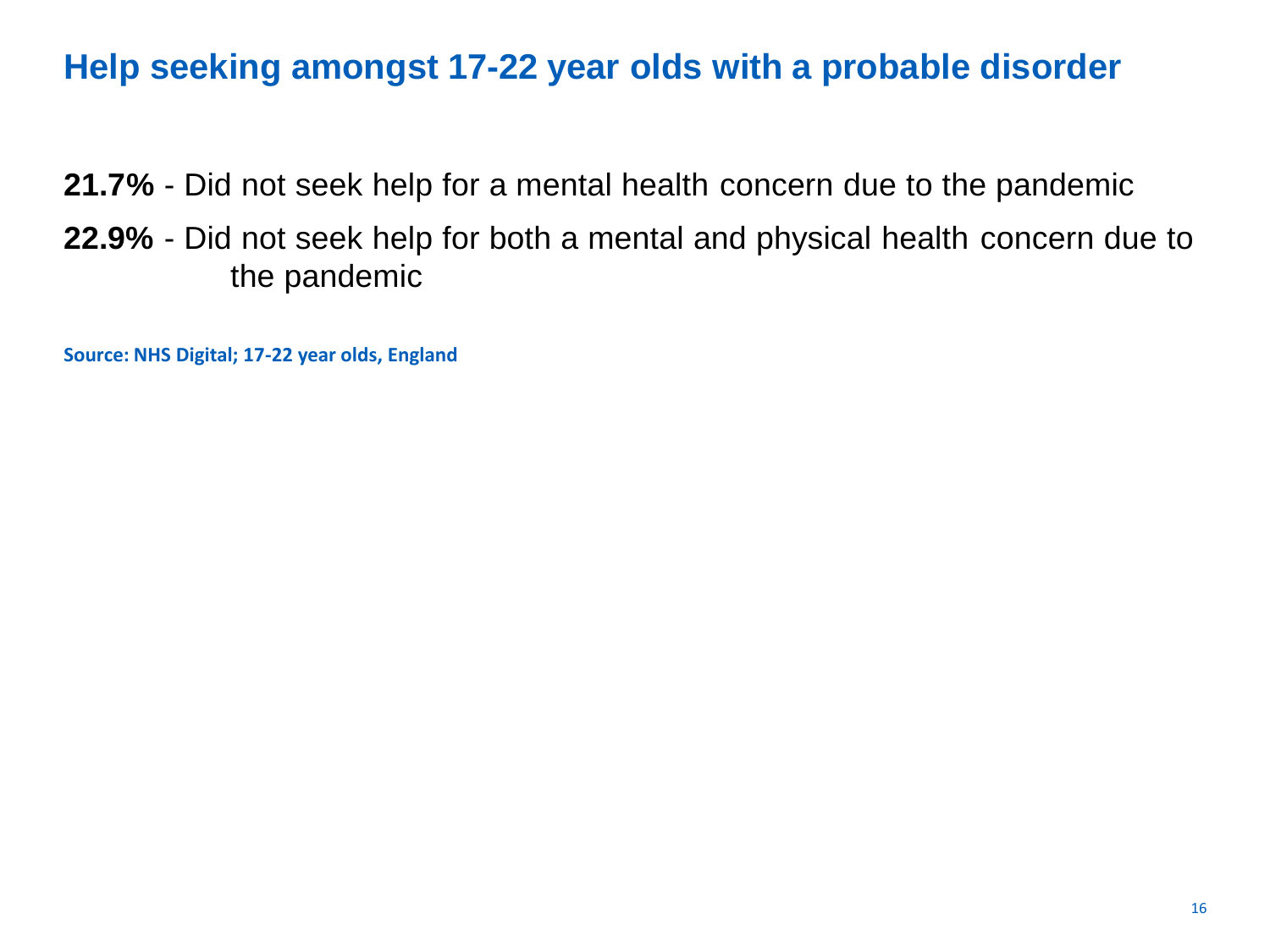# Help seeking amongst 17-22 year olds with a probable disorder

**21.7%** - Did not seek help for a mental health concern due to the pandemic

**22.9%** - Did not seek help for both a mental and physical health concern due to the pandemic

**Source: NHS Digital; 17-22 year olds, England**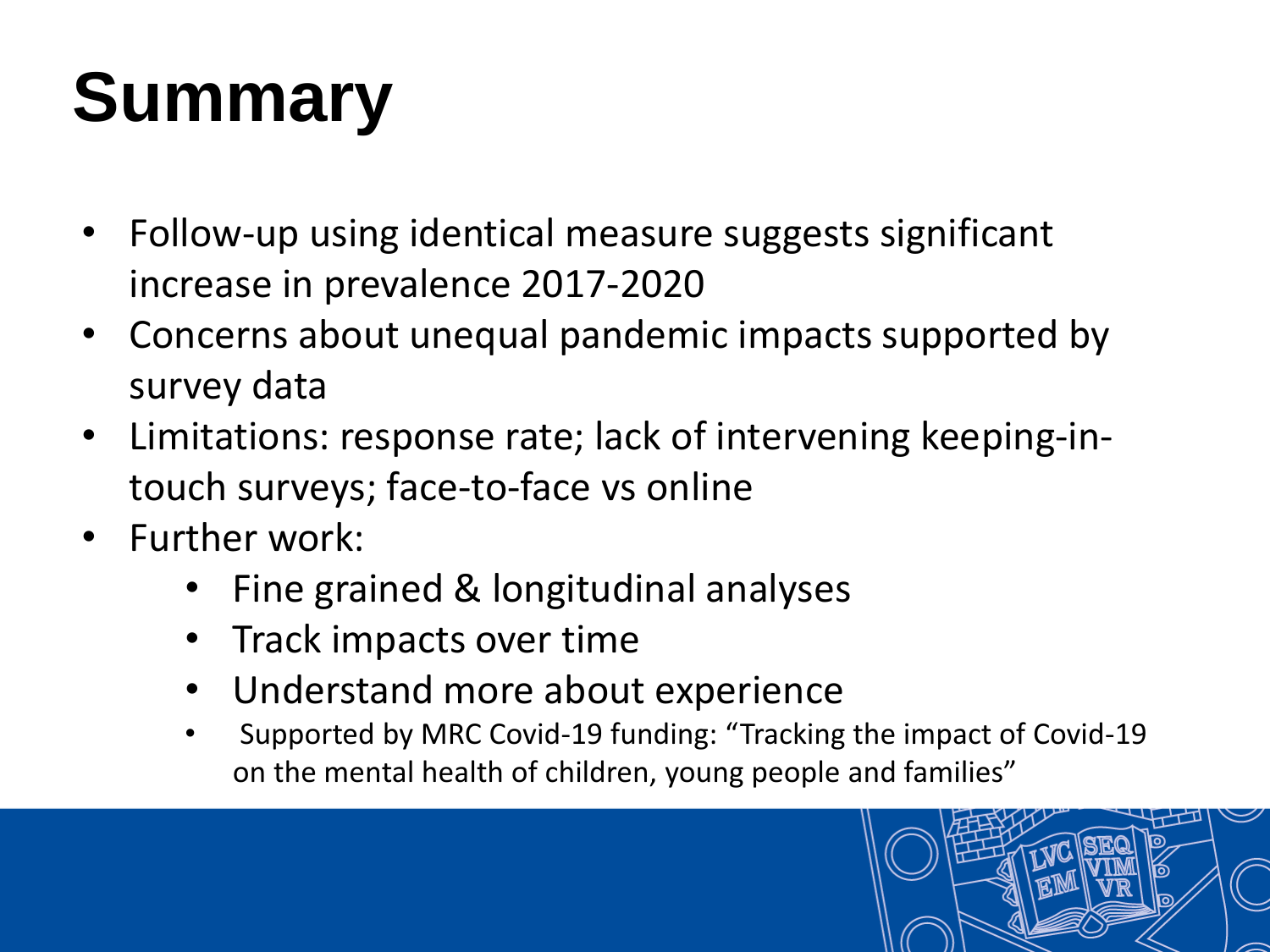# Summary

- Follow-up using identical measure suggests significant increase in prevalence 2017-2020
- Concerns about unequal pandemic impacts supported by survey data
- Limitations: response rate; lack of intervening keeping-in-touch surveys; face-to-face vs online
- Further work:
    - Fine grained & longitudinal analyses
    - Track impacts over time
    - Understand more about experience
    - Supported by MRC Covid-19 funding: "Tracking the impact of Covid-19 on the mental health of children, young people and families"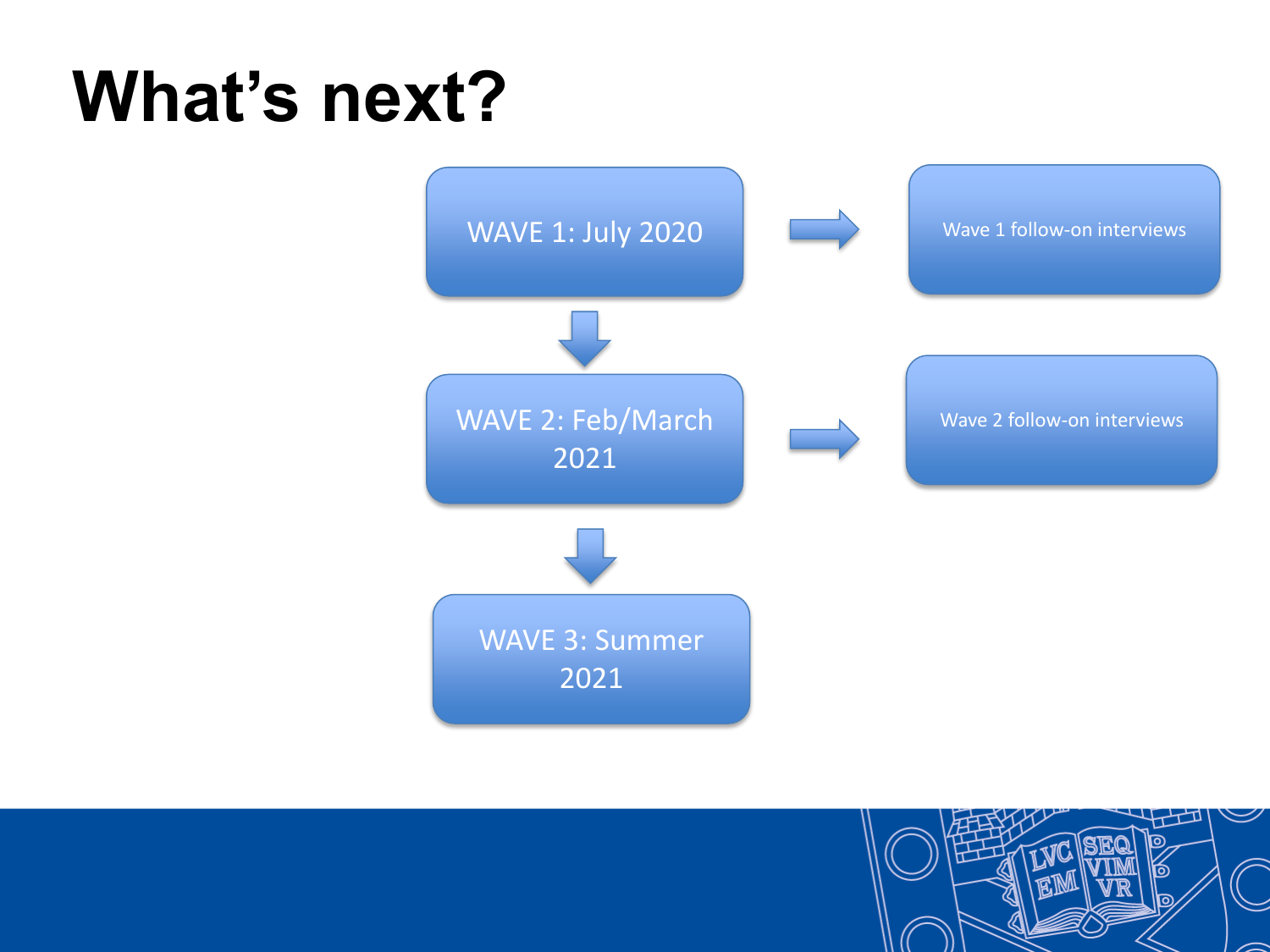# What's next?

- WAVE 1: July 2020 → Wave 1 follow-on interviews
- WAVE 2: Feb/March 2021 → Wave 2 follow-on interviews
- WAVE 3: Summer 2021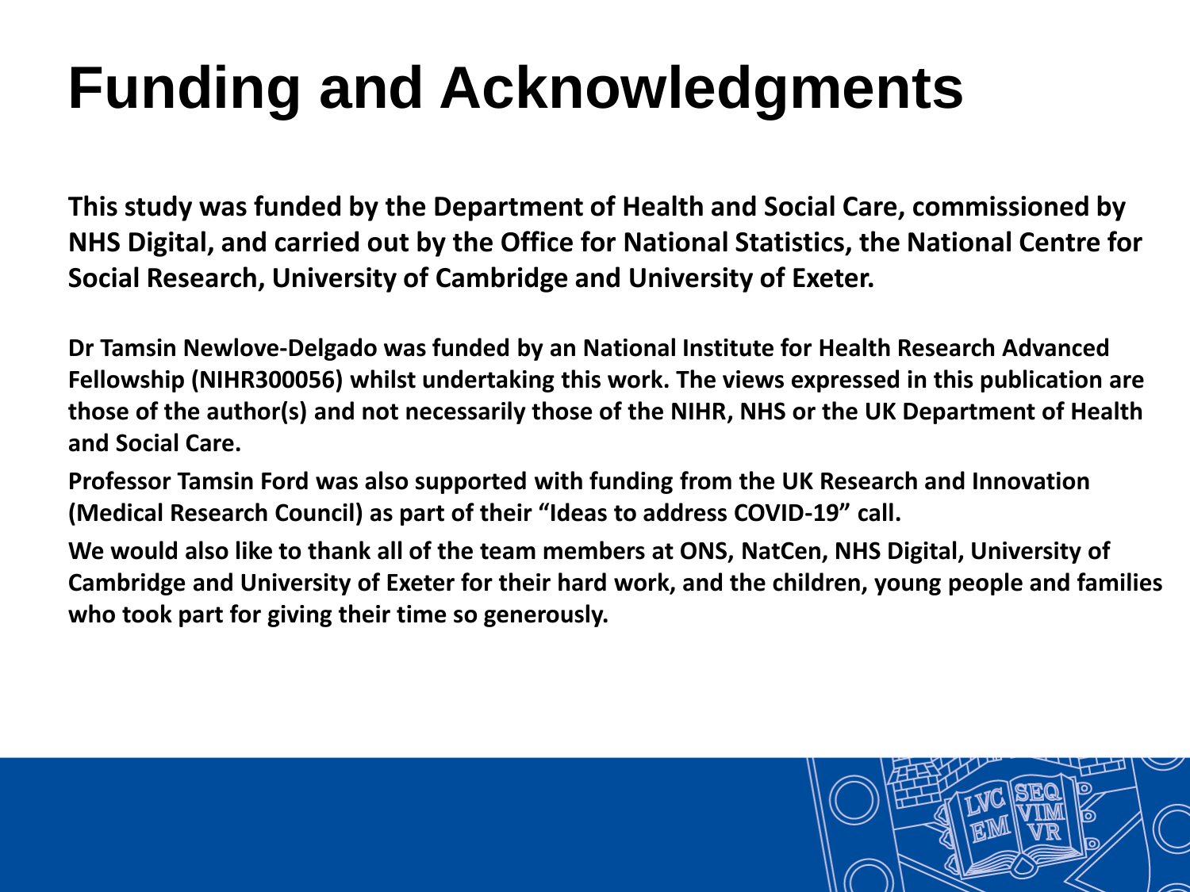# Funding and Acknowledgments

**This study was funded by the Department of Health and Social Care, commissioned by NHS Digital, and carried out by the Office for National Statistics, the National Centre for Social Research, University of Cambridge and University of Exeter.**

**Dr Tamsin Newlove-Delgado was funded by an National Institute for Health Research Advanced Fellowship (NIHR300056) whilst undertaking this work. The views expressed in this publication are those of the author(s) and not necessarily those of the NIHR, NHS or the UK Department of Health and Social Care.**

**Professor Tamsin Ford was also supported with funding from the UK Research and Innovation (Medical Research Council) as part of their "Ideas to address COVID-19" call.**

**We would also like to thank all of the team members at ONS, NatCen, NHS Digital, University of Cambridge and University of Exeter for their hard work, and the children, young people and families who took part for giving their time so generously.**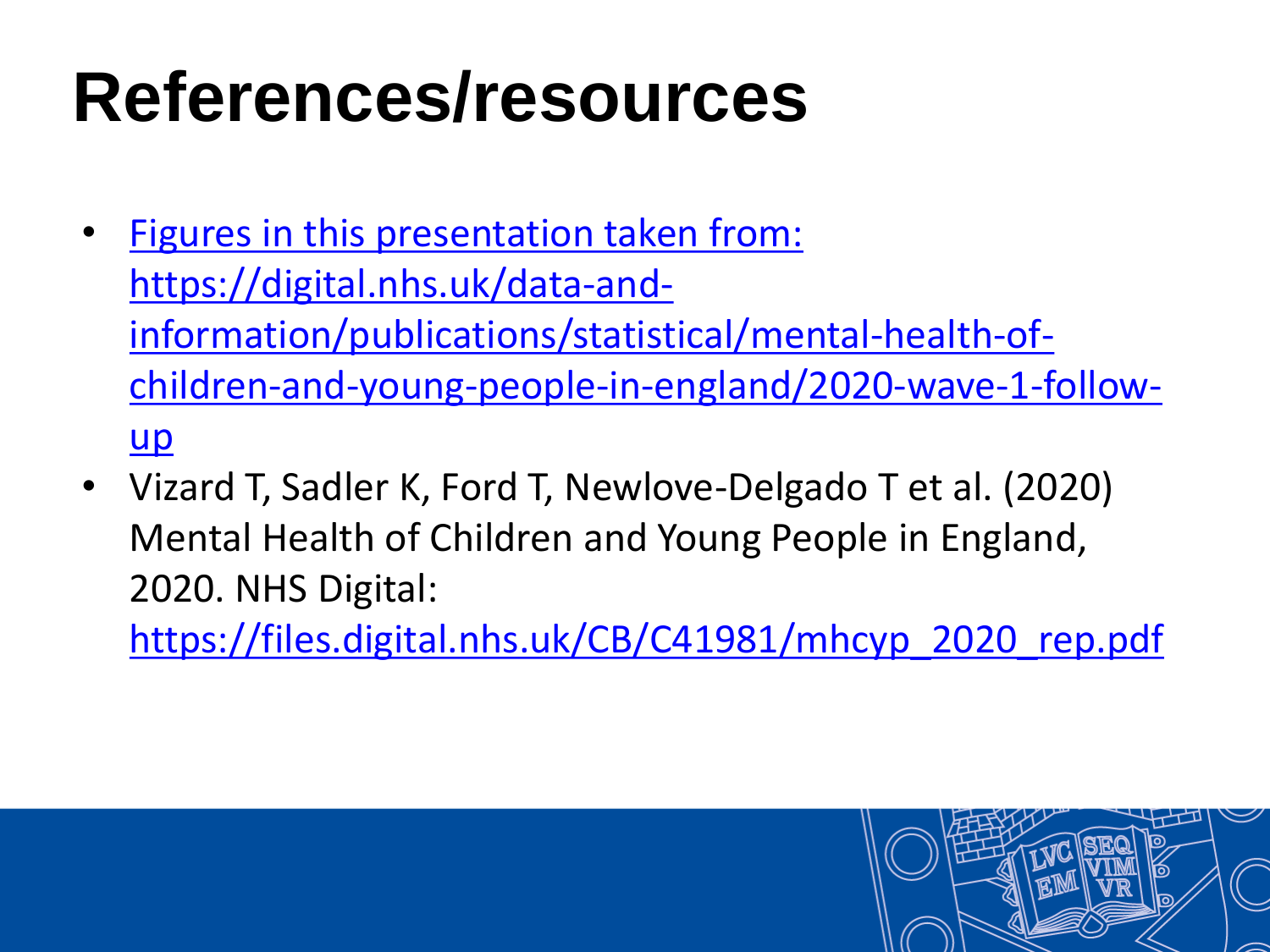# References/resources

- Figures in this presentation taken from: https://digital.nhs.uk/data-and-information/publications/statistical/mental-health-of-children-and-young-people-in-england/2020-wave-1-follow-up
- Vizard T, Sadler K, Ford T, Newlove-Delgado T et al. (2020) Mental Health of Children and Young People in England, 2020. NHS Digital: https://files.digital.nhs.uk/CB/C41981/mhcyp_2020_rep.pdf